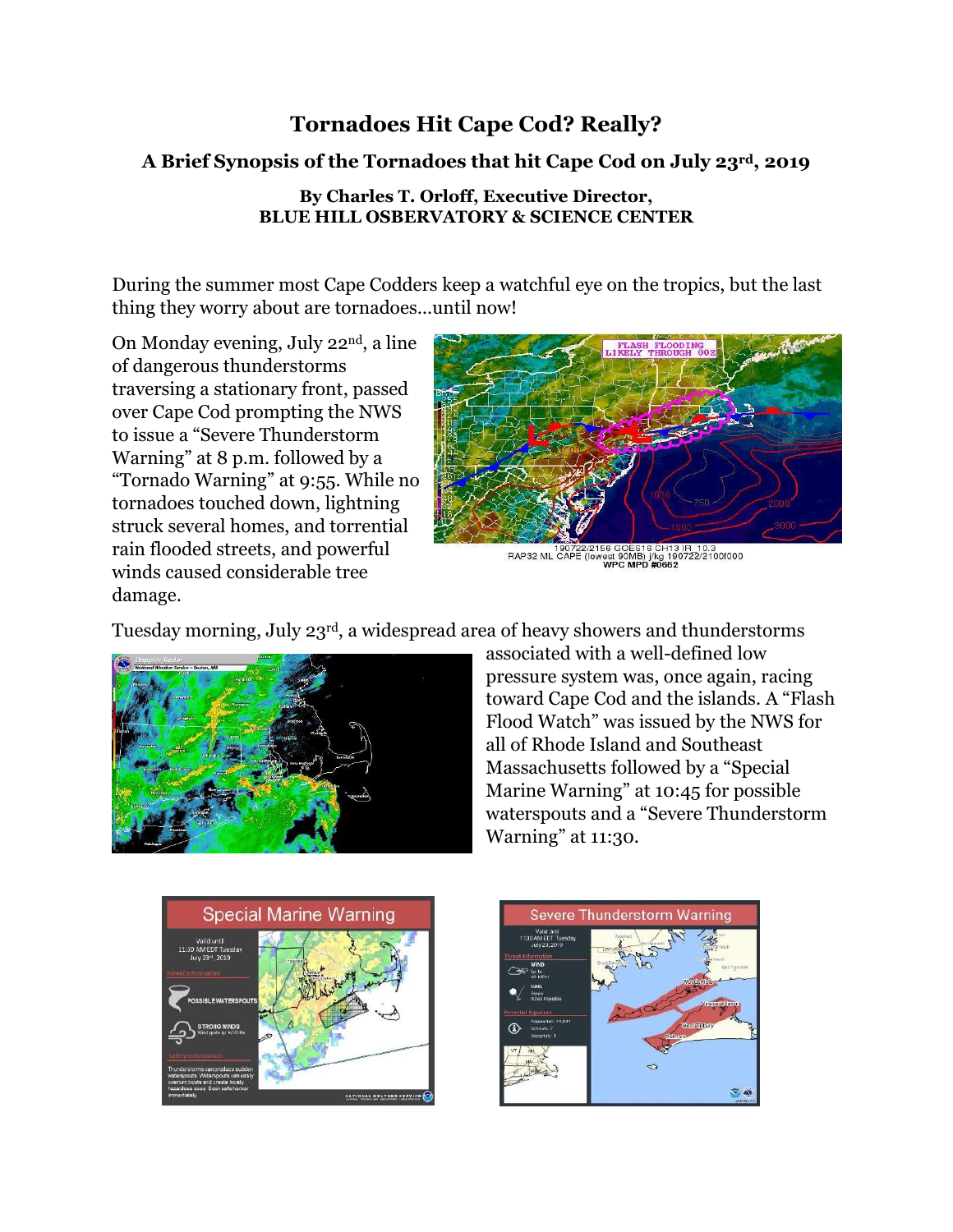# Tornadoes Hit Cape Cod? Really?

## A Brief Synopsis of the Tornadoes that hit Cape Cod on July 23rd, 2019

**By Charles T. Orloff, Executive Director,**
**BLUE HILL OSBERVATORY & SCIENCE CENTER**

During the summer most Cape Codders keep a watchful eye on the tropics, but the last thing they worry about are tornadoes…until now!

On Monday evening, July 22nd, a line of dangerous thunderstorms traversing a stationary front, passed over Cape Cod prompting the NWS to issue a "Severe Thunderstorm Warning" at 8 p.m. followed by a "Tornado Warning" at 9:55. While no tornadoes touched down, lightning struck several homes, and torrential rain flooded streets, and powerful winds caused considerable tree damage.

Tuesday morning, July 23rd, a widespread area of heavy showers and thunderstorms associated with a well-defined low pressure system was, once again, racing toward Cape Cod and the islands. A "Flash Flood Watch" was issued by the NWS for all of Rhode Island and Southeast Massachusetts followed by a "Special Marine Warning" at 10:45 for possible waterspouts and a "Severe Thunderstorm Warning" at 11:30.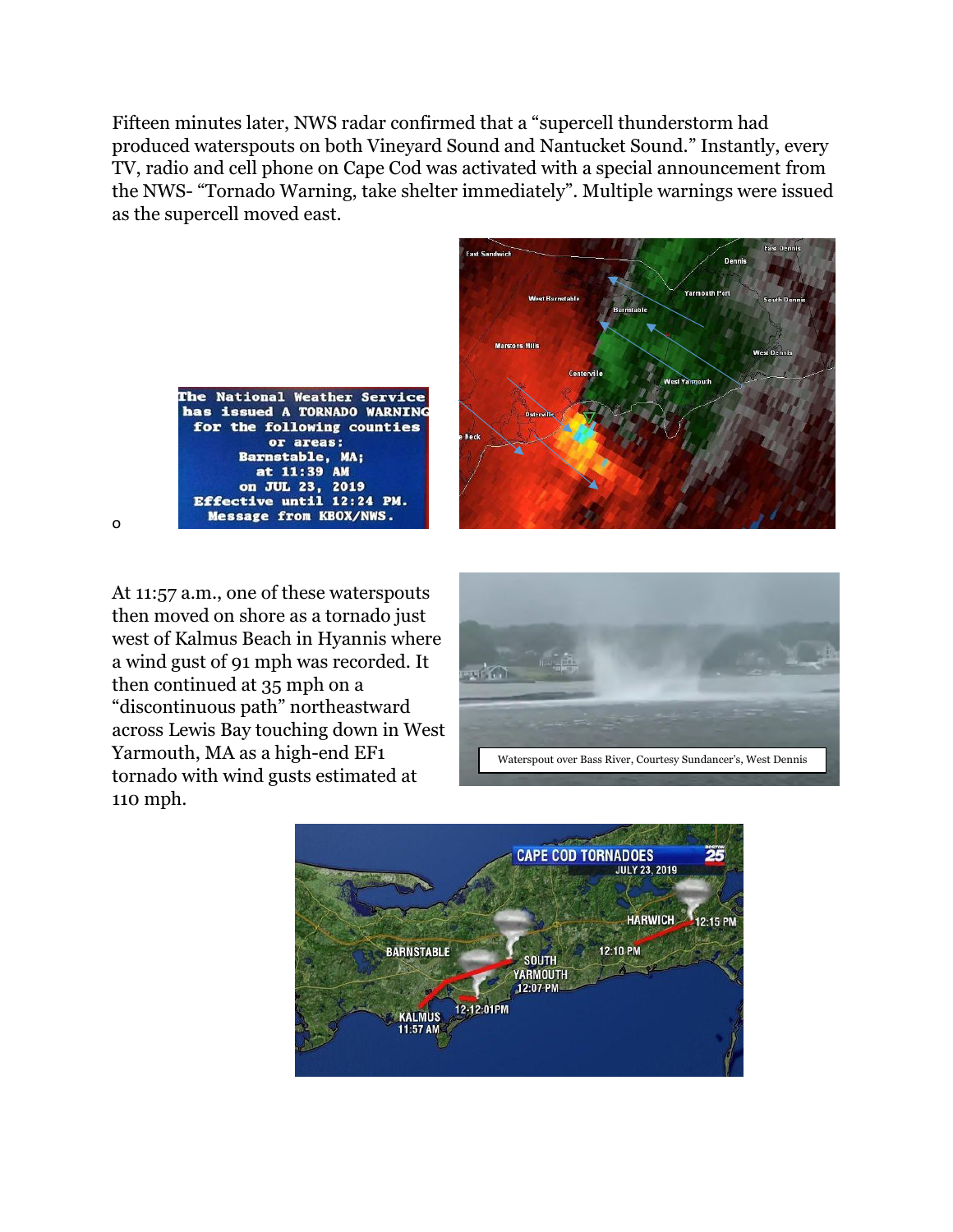Fifteen minutes later, NWS radar confirmed that a "supercell thunderstorm had produced waterspouts on both Vineyard Sound and Nantucket Sound." Instantly, every TV, radio and cell phone on Cape Cod was activated with a special announcement from the NWS- "Tornado Warning, take shelter immediately". Multiple warnings were issued as the supercell moved east.

o

At 11:57 a.m., one of these waterspouts then moved on shore as a tornado just west of Kalmus Beach in Hyannis where a wind gust of 91 mph was recorded. It then continued at 35 mph on a "discontinuous path" northeastward across Lewis Bay touching down in West Yarmouth, MA as a high-end EF1 tornado with wind gusts estimated at 110 mph.

Waterspout over Bass River, Courtesy Sundancer's, West Dennis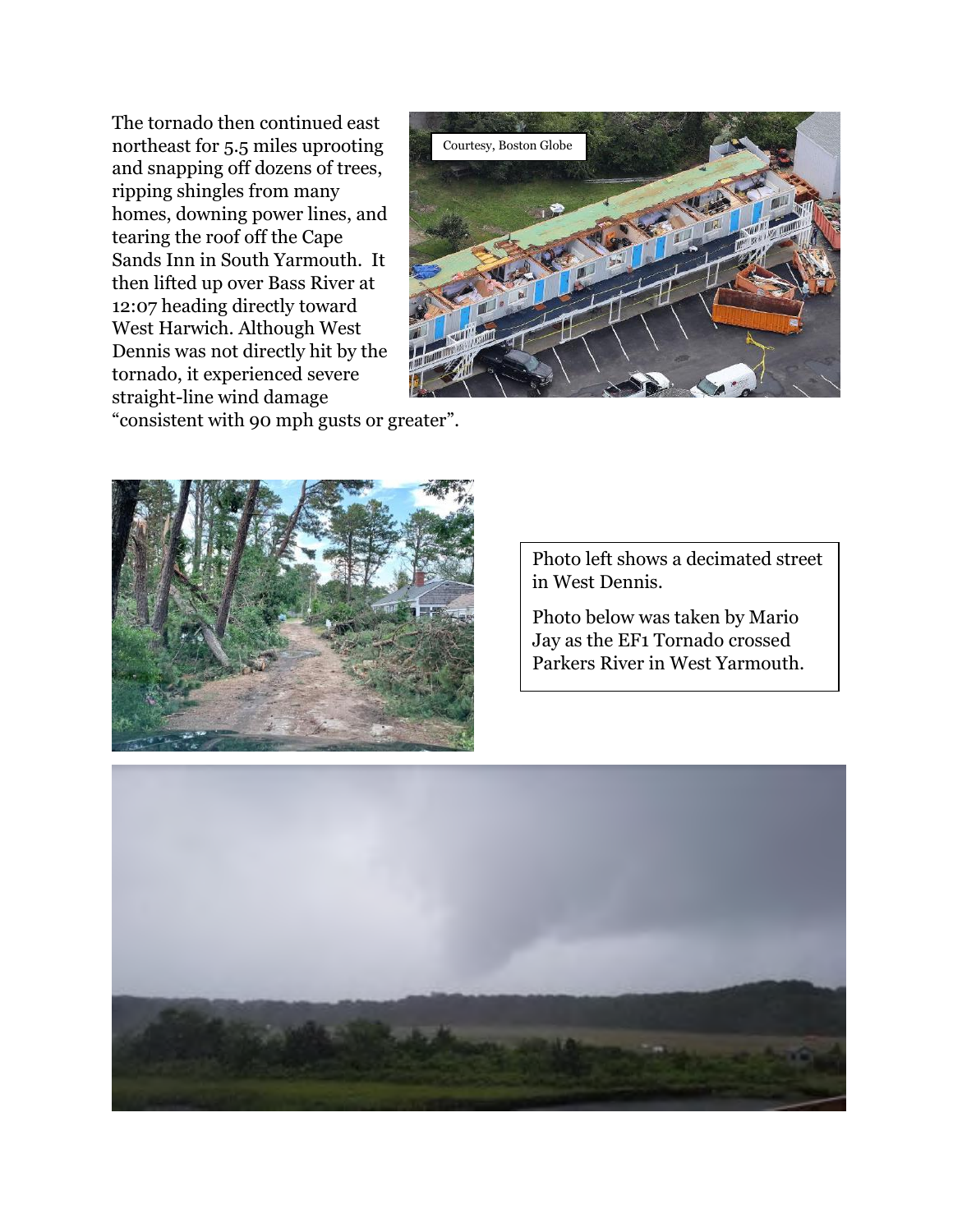The tornado then continued east northeast for 5.5 miles uprooting and snapping off dozens of trees, ripping shingles from many homes, downing power lines, and tearing the roof off the Cape Sands Inn in South Yarmouth. It then lifted up over Bass River at 12:07 heading directly toward West Harwich. Although West Dennis was not directly hit by the tornado, it experienced severe straight-line wind damage "consistent with 90 mph gusts or greater".

Courtesy, Boston Globe

Photo left shows a decimated street in West Dennis.

Photo below was taken by Mario Jay as the EF1 Tornado crossed Parkers River in West Yarmouth.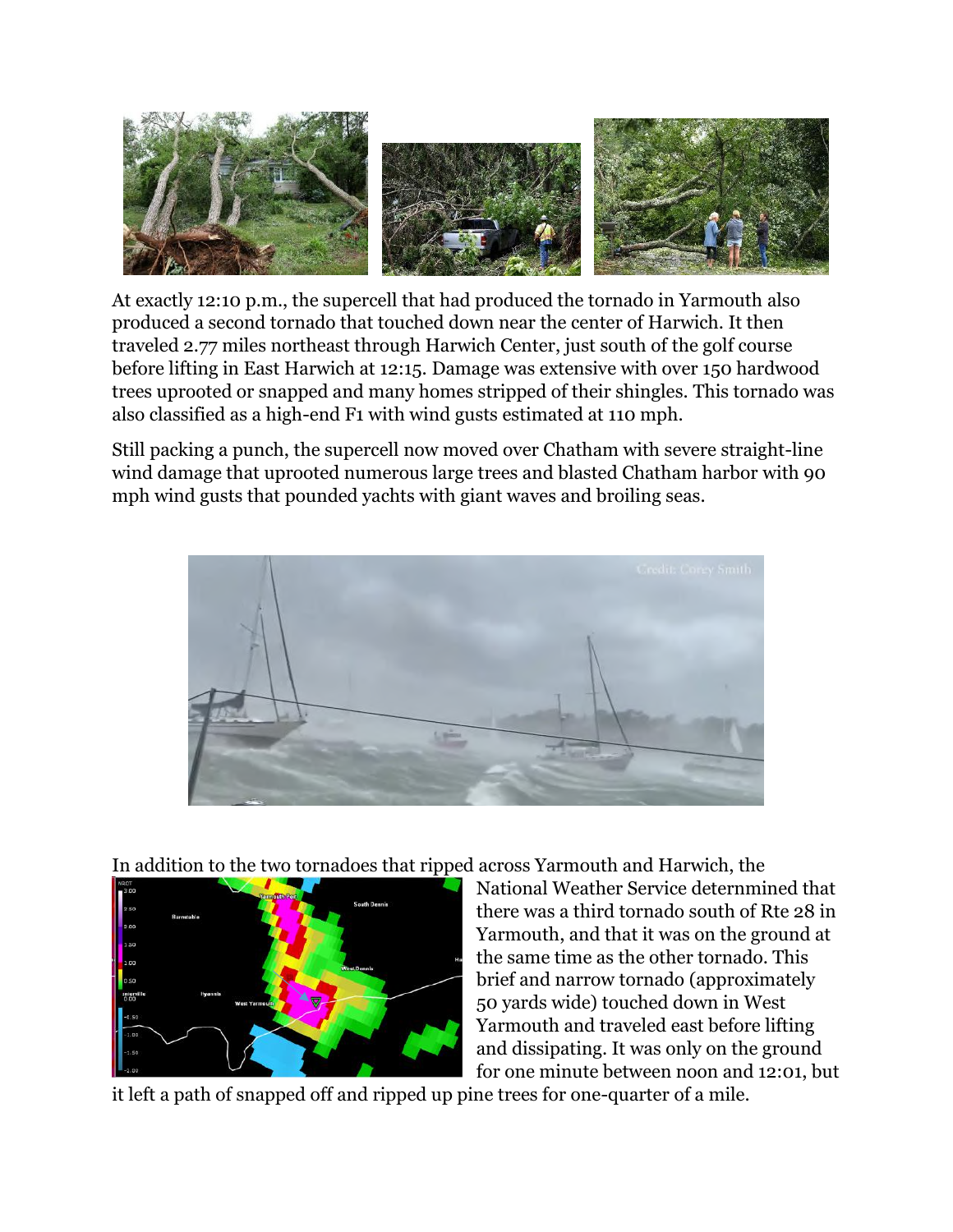At exactly 12:10 p.m., the supercell that had produced the tornado in Yarmouth also produced a second tornado that touched down near the center of Harwich. It then traveled 2.77 miles northeast through Harwich Center, just south of the golf course before lifting in East Harwich at 12:15. Damage was extensive with over 150 hardwood trees uprooted or snapped and many homes stripped of their shingles. This tornado was also classified as a high-end F1 with wind gusts estimated at 110 mph.

Still packing a punch, the supercell now moved over Chatham with severe straight-line wind damage that uprooted numerous large trees and blasted Chatham harbor with 90 mph wind gusts that pounded yachts with giant waves and broiling seas.

In addition to the two tornadoes that ripped across Yarmouth and Harwich, the National Weather Service deternmined that there was a third tornado south of Rte 28 in Yarmouth, and that it was on the ground at the same time as the other tornado. This brief and narrow tornado (approximately 50 yards wide) touched down in West Yarmouth and traveled east before lifting and dissipating. It was only on the ground for one minute between noon and 12:01, but it left a path of snapped off and ripped up pine trees for one-quarter of a mile.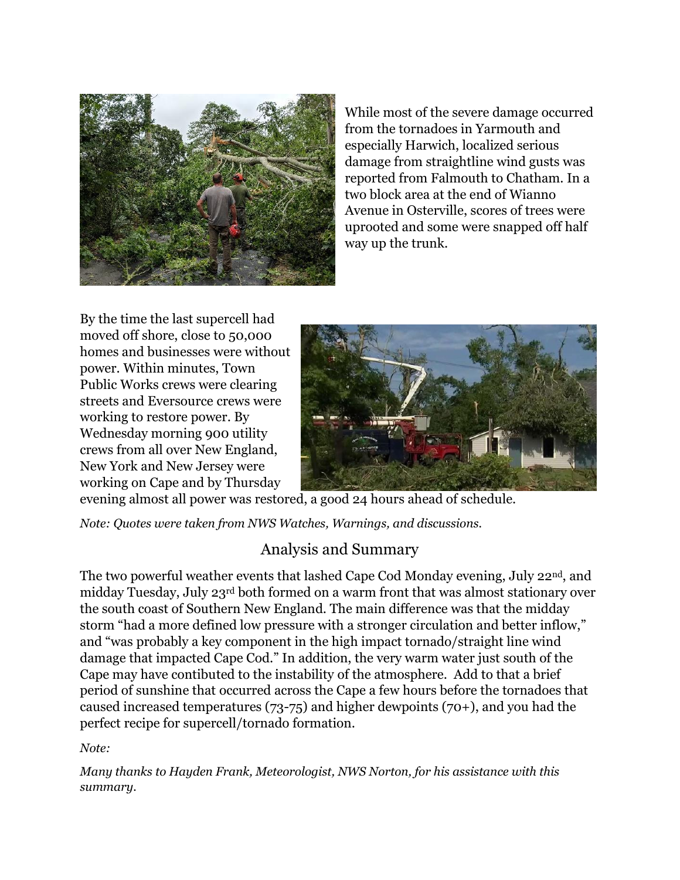While most of the severe damage occurred from the tornadoes in Yarmouth and especially Harwich, localized serious damage from straightline wind gusts was reported from Falmouth to Chatham. In a two block area at the end of Wianno Avenue in Osterville, scores of trees were uprooted and some were snapped off half way up the trunk.

By the time the last supercell had moved off shore, close to 50,000 homes and businesses were without power. Within minutes, Town Public Works crews were clearing streets and Eversource crews were working to restore power. By Wednesday morning 900 utility crews from all over New England, New York and New Jersey were working on Cape and by Thursday evening almost all power was restored, a good 24 hours ahead of schedule.

*Note: Quotes were taken from NWS Watches, Warnings, and discussions.*

## Analysis and Summary

The two powerful weather events that lashed Cape Cod Monday evening, July 22nd, and midday Tuesday, July 23rd both formed on a warm front that was almost stationary over the south coast of Southern New England. The main difference was that the midday storm "had a more defined low pressure with a stronger circulation and better inflow," and "was probably a key component in the high impact tornado/straight line wind damage that impacted Cape Cod." In addition, the very warm water just south of the Cape may have contibuted to the instability of the atmosphere. Add to that a brief period of sunshine that occurred across the Cape a few hours before the tornadoes that caused increased temperatures (73-75) and higher dewpoints (70+), and you had the perfect recipe for supercell/tornado formation.

*Note:*

*Many thanks to Hayden Frank, Meteorologist, NWS Norton, for his assistance with this summary.*